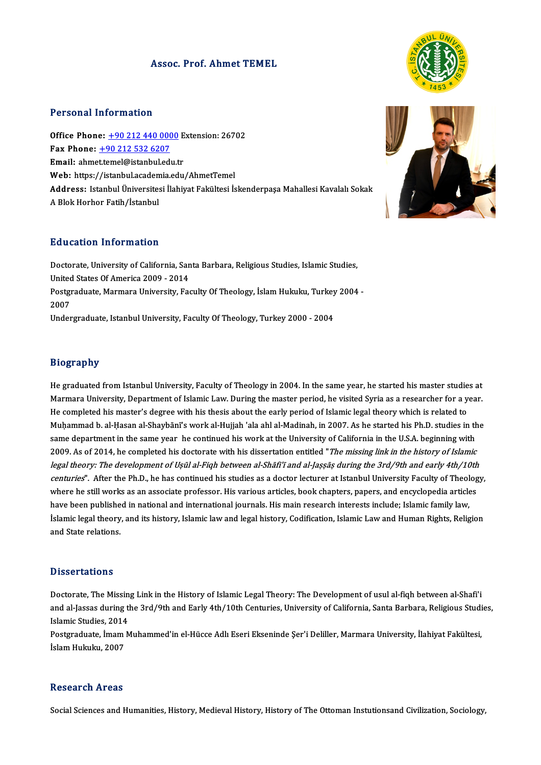# Assoc. Prof. Ahmet TEMEL

## Personal Information

**Office Phone:** +90 212 440 0000 Extension: 26702
**Fax Phone:** +90 212 532 6207
**Email:** ahmet.temel@istanbul.edu.tr
**Web:** https://istanbul.academia.edu/AhmetTemel
**Address:** Istanbul Üniversitesi İlahiyat Fakültesi İskenderpaşa Mahallesi Kavalalı Sokak A Blok Horhor Fatih/İstanbul

## Education Information

Doctorate, University of California, Santa Barbara, Religious Studies, Islamic Studies, United States Of America 2009 - 2014
Postgraduate, Marmara University, Faculty Of Theology, İslam Hukuku, Turkey 2004 - 2007
Undergraduate, Istanbul University, Faculty Of Theology, Turkey 2000 - 2004

## Biography

He graduated from Istanbul University, Faculty of Theology in 2004. In the same year, he started his master studies at Marmara University, Department of Islamic Law. During the master period, he visited Syria as a researcher for a year. He completed his master's degree with his thesis about the early period of Islamic legal theory which is related to Muḥammad b. al-Ḥasan al-Shaybānī's work al-Hujjah 'ala ahl al-Madinah, in 2007. As he started his Ph.D. studies in the same department in the same year he continued his work at the University of California in the U.S.A. beginning with 2009. As of 2014, he completed his doctorate with his dissertation entitled "*The missing link in the history of Islamic legal theory: The development of Uṣūl al-Fiqh between al-Shāfiʿī and al-Jaṣṣāṣ during the 3rd/9th and early 4th/10th centuries*". After the Ph.D., he has continued his studies as a doctor lecturer at Istanbul University Faculty of Theology, where he still works as an associate professor. His various articles, book chapters, papers, and encyclopedia articles have been published in national and international journals. His main research interests include; Islamic family law, İslamic legal theory, and its history, Islamic law and legal history, Codification, Islamic Law and Human Rights, Religion and State relations.

## Dissertations

Doctorate, The Missing Link in the History of Islamic Legal Theory: The Development of usul al-fiqh between al-Shafi'i and al-Jassas during the 3rd/9th and Early 4th/10th Centuries, University of California, Santa Barbara, Religious Studies, Islamic Studies, 2014
Postgraduate, İmam Muhammed'in el-Hücce Adlı Eseri Ekseninde Şer'i Deliller, Marmara University, İlahiyat Fakültesi, İslam Hukuku, 2007

## Research Areas

Social Sciences and Humanities, History, Medieval History, History of The Ottoman Instutionsand Civilization, Sociology,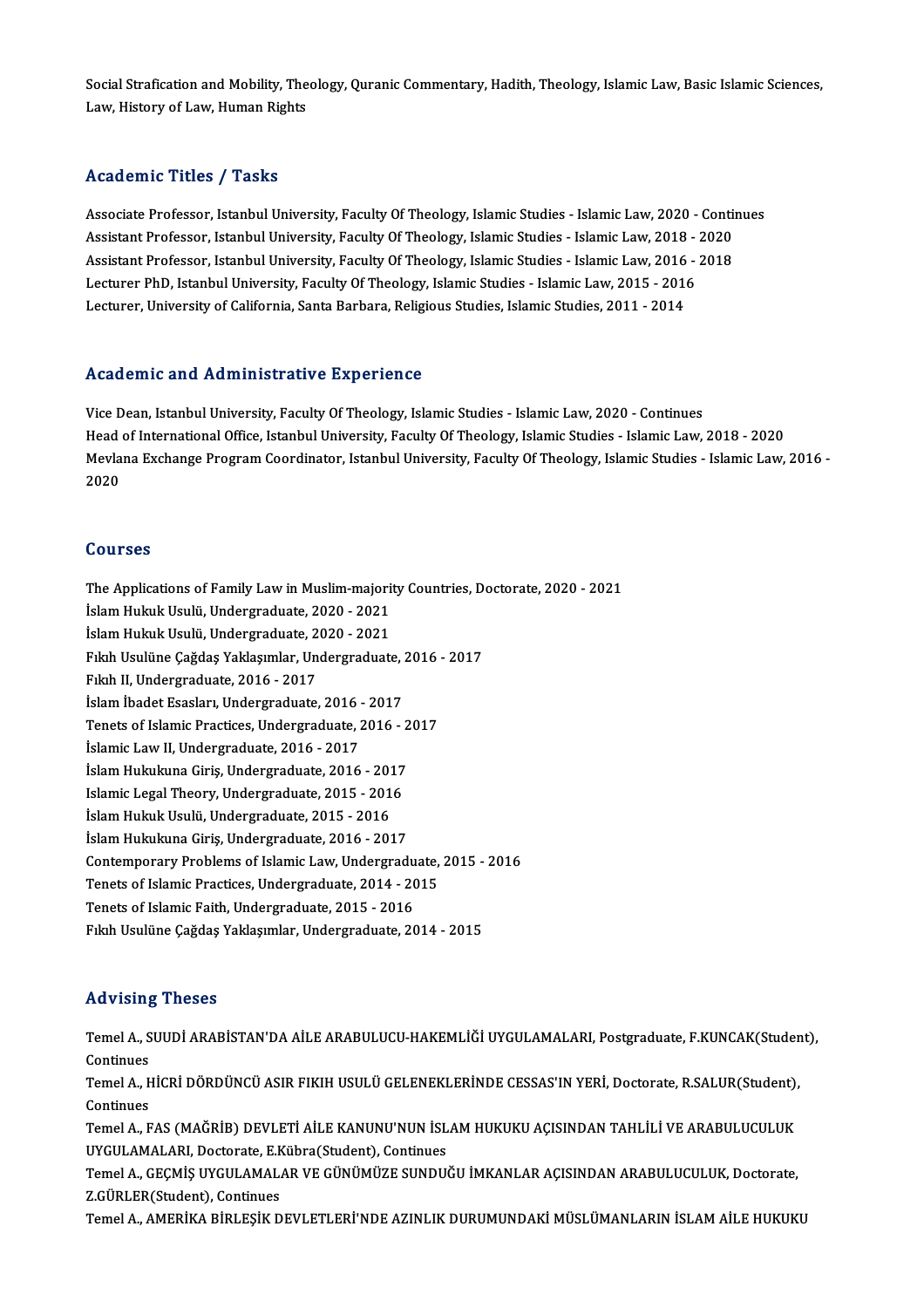Social Strafication and Mobility, Theology, Quranic Commentary, Hadith, Theology, Islamic Law, Basic Islamic Sciences, Law, History of Law, Human Rights

## Academic Titles / Tasks

Associate Professor, Istanbul University, Faculty Of Theology, Islamic Studies - Islamic Law, 2020 - Continues
Assistant Professor, Istanbul University, Faculty Of Theology, Islamic Studies - Islamic Law, 2018 - 2020
Assistant Professor, Istanbul University, Faculty Of Theology, Islamic Studies - Islamic Law, 2016 - 2018
Lecturer PhD, Istanbul University, Faculty Of Theology, Islamic Studies - Islamic Law, 2015 - 2016
Lecturer, University of California, Santa Barbara, Religious Studies, Islamic Studies, 2011 - 2014

## Academic and Administrative Experience

Vice Dean, Istanbul University, Faculty Of Theology, Islamic Studies - Islamic Law, 2020 - Continues
Head of International Office, Istanbul University, Faculty Of Theology, Islamic Studies - Islamic Law, 2018 - 2020
Mevlana Exchange Program Coordinator, Istanbul University, Faculty Of Theology, Islamic Studies - Islamic Law, 2016 - 2020

## Courses

The Applications of Family Law in Muslim-majority Countries, Doctorate, 2020 - 2021
İslam Hukuk Usulü, Undergraduate, 2020 - 2021
İslam Hukuk Usulü, Undergraduate, 2020 - 2021
Fıkıh Usulüne Çağdaş Yaklaşımlar, Undergraduate, 2016 - 2017
Fıkıh II, Undergraduate, 2016 - 2017
İslam İbadet Esasları, Undergraduate, 2016 - 2017
Tenets of Islamic Practices, Undergraduate, 2016 - 2017
İslamic Law II, Undergraduate, 2016 - 2017
İslam Hukukuna Giriş, Undergraduate, 2016 - 2017
Islamic Legal Theory, Undergraduate, 2015 - 2016
İslam Hukuk Usulü, Undergraduate, 2015 - 2016
İslam Hukukuna Giriş, Undergraduate, 2016 - 2017
Contemporary Problems of Islamic Law, Undergraduate, 2015 - 2016
Tenets of Islamic Practices, Undergraduate, 2014 - 2015
Tenets of Islamic Faith, Undergraduate, 2015 - 2016
Fıkıh Usulüne Çağdaş Yaklaşımlar, Undergraduate, 2014 - 2015

## Advising Theses

Temel A., SUUDİ ARABİSTAN'DA AİLE ARABULUCU-HAKEMLİĞİ UYGULAMALARI, Postgraduate, F.KUNCAK(Student), Continues
Temel A., HİCRİ DÖRDÜNCÜ ASIR FIKIH USULÜ GELENEKLERİNDE CESSAS'IN YERİ, Doctorate, R.SALUR(Student), Continues
Temel A., FAS (MAĞRİB) DEVLETİ AİLE KANUNU'NUN İSLAM HUKUKU AÇISINDAN TAHLİLİ VE ARABULUCULUK UYGULAMALARI, Doctorate, E.Kübra(Student), Continues
Temel A., GEÇMİŞ UYGULAMALAR VE GÜNÜMÜZE SUNDUĞU İMKANLAR AÇISINDAN ARABULUCULUK, Doctorate, Z.GÜRLER(Student), Continues
Temel A., AMERİKA BİRLEŞİK DEVLETLERİ'NDE AZINLIK DURUMUNDAKİ MÜSLÜMANLARIN İSLAM AİLE HUKUKU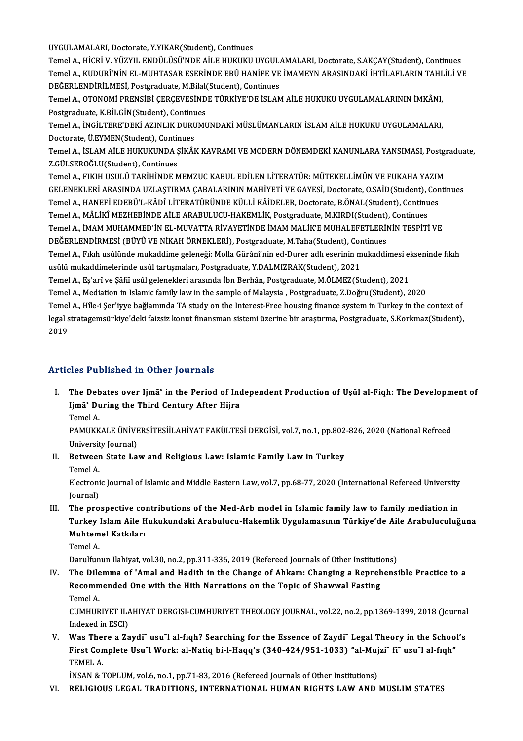UYGULAMALARI, Doctorate, Y.YIKAR(Student), Continues

Temel A., HİCRİ V. YÜZYIL ENDÜLÜSÜ'NDE AİLE HUKUKU UYGULAMALARI, Doctorate, S.AKÇAY(Student), Continues

Temel A., KUDURÎ'NİN EL-MUHTASAR ESERİNDE EBÛ HANİFE VE İMAMEYN ARASINDAKİ İHTİLAFLARIN TAHLİLİ VE DEĞERLENDİRİLMESİ, Postgraduate, M.Bilal(Student), Continues

Temel A., OTONOMİ PRENSİBİ ÇERÇEVESİNDE TÜRKİYE'DE İSLAM AİLE HUKUKU UYGULAMALARININ İMKÂNI, Postgraduate, K.BİLGİN(Student), Continues

Temel A., İNGİLTERE'DEKİ AZINLIK DURUMUNDAKİ MÜSLÜMANLARIN İSLAM AİLE HUKUKU UYGULAMALARI, Doctorate, Ü.EYMEN(Student), Continues

Temel A., İSLAM AİLE HUKUKUNDA ŞİKÂK KAVRAMI VE MODERN DÖNEMDEKİ KANUNLARA YANSIMASI, Postgraduate, Z.GÜLSEROĞLU(Student), Continues

Temel A., FIKIH USULÜ TARİHİNDE MEMZUC KABUL EDİLEN LİTERATÜR: MÜTEKELLİMÛN VE FUKAHA YAZIM GELENEKLERİ ARASINDA UZLAŞTIRMA ÇABALARININ MAHİYETİ VE GAYESİ, Doctorate, O.SAİD(Student), Continues

Temel A., HANEFİ EDEBÜ'L-KÂDÎ LİTERATÜRÜNDE KÜLLİ KÂİDELER, Doctorate, B.ÖNAL(Student), Continues

Temel A., MÂLİKÎ MEZHEBİNDE AİLE ARABULUCU-HAKEMLİK, Postgraduate, M.KIRDI(Student), Continues

Temel A., İMAM MUHAMMED'İN EL-MUVATTA RİVAYETİNDE İMAM MALİK'E MUHALEFETLERİNİN TESPİTİ VE DEĞERLENDİRMESİ (BÜYÛ VE NİKAH ÖRNEKLERİ), Postgraduate, M.Taha(Student), Continues

Temel A., Fıkıh usûlünde mukaddime geleneği: Molla Gürânî'nin ed-Durer adlı eserinin mukaddimesi ekseninde fıkıh usûlü mukaddimelerinde usûl tartışmaları, Postgraduate, Y.DALMIZRAK(Student), 2021

Temel A., Eş'arî ve Şâfiî usûl gelenekleri arasında İbn Berhân, Postgraduate, M.ÖLMEZ(Student), 2021

Temel A., Mediation in Islamic family law in the sample of Malaysia , Postgraduate, Z.Doğru(Student), 2020

Temel A., Hîle-i Şer'iyye bağlamında TA study on the Interest-Free housing finance system in Turkey in the context of legal stratagemsürkiye'deki faizsiz konut finansman sistemi üzerine bir araştırma, Postgraduate, S.Korkmaz(Student), 2019

## Articles Published in Other Journals

I. **The Debates over Ijmāʿ in the Period of Independent Production of Uṣūl al-Fiqh: The Development of Ijmāʿ During the Third Century After Hijra**
   Temel A.
   PAMUKKALE ÜNİVERSİTESİİLAHİYAT FAKÜLTESİ DERGİSİ, vol.7, no.1, pp.802-826, 2020 (National Refreed University Journal)

II. **Between State Law and Religious Law: Islamic Family Law in Turkey**
   Temel A.
   Electronic Journal of Islamic and Middle Eastern Law, vol.7, pp.68-77, 2020 (International Refereed University Journal)

III. **The prospective contributions of the Med-Arb model in Islamic family law to family mediation in Turkey Islam Aile Hukukundaki Arabulucu-Hakemlik Uygulamasının Türkiye'de Aile Arabuluculuğuna Muhtemel Katkıları**
   Temel A.
   Darulfunun Ilahiyat, vol.30, no.2, pp.311-336, 2019 (Refereed Journals of Other Institutions)

IV. **The Dilemma of 'Amal and Hadith in the Change of Ahkam: Changing a Reprehensible Practice to a Recommended One with the Hith Narrations on the Topic of Shawwal Fasting**
   Temel A.
   CUMHURIYET ILAHIYAT DERGISI-CUMHURIYET THEOLOGY JOURNAL, vol.22, no.2, pp.1369-1399, 2018 (Journal Indexed in ESCI)

V. **Was There a Zaydi¯ usu¯l al-fiqh? Searching for the Essence of Zaydi¯ Legal Theory in the School's First Complete Usu¯l Work: al-Natiq bi-l-Haqq's (340-424/951-1033) "al-Mujzi¯ fi¯ usu¯l al-fiqh"**
   TEMEL A.
   İNSAN & TOPLUM, vol.6, no.1, pp.71-83, 2016 (Refereed Journals of Other Institutions)

VI. **RELIGIOUS LEGAL TRADITIONS, INTERNATIONAL HUMAN RIGHTS LAW AND MUSLIM STATES**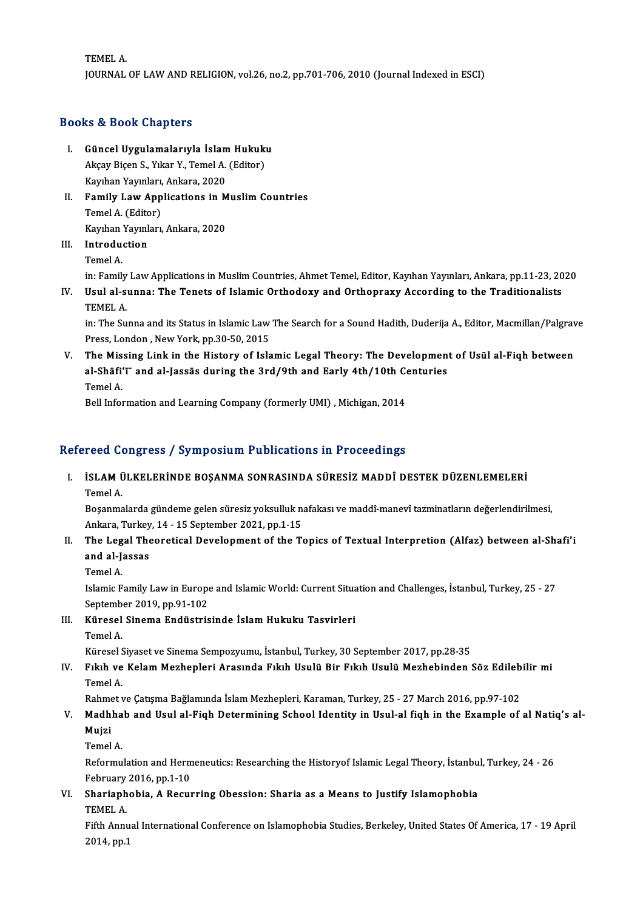TEMEL A.
JOURNAL OF LAW AND RELIGION, vol.26, no.2, pp.701-706, 2010 (Journal Indexed in ESCI)

## Books & Book Chapters

I. **Güncel Uygulamalarıyla İslam Hukuku**
   Akçay Biçen S., Yıkar Y., Temel A. (Editor)
   Kayıhan Yayınları, Ankara, 2020

II. **Family Law Applications in Muslim Countries**
   Temel A. (Editor)
   Kayıhan Yayınları, Ankara, 2020

III. **Introduction**
   Temel A.
   in: Family Law Applications in Muslim Countries, Ahmet Temel, Editor, Kayıhan Yayınları, Ankara, pp.11-23, 2020

IV. **Usul al-sunna: The Tenets of Islamic Orthodoxy and Orthopraxy According to the Traditionalists**
   TEMEL A.
   in: The Sunna and its Status in Islamic Law The Search for a Sound Hadith, Duderija A., Editor, Macmillan/Palgrave Press, London , New York, pp.30-50, 2015

V. **The Missing Link in the History of Islamic Legal Theory: The Development of Usūl al-Fiqh between al-Shāfi'ī and al-Jassās during the 3rd/9th and Early 4th/10th Centuries**
   Temel A.
   Bell Information and Learning Company (formerly UMI) , Michigan, 2014

## Refereed Congress / Symposium Publications in Proceedings

I. **İSLAM ÜLKELERİNDE BOŞANMA SONRASINDA SÜRESİZ MADDÎ DESTEK DÜZENLEMELERİ**
   Temel A.
   Boşanmalarda gündeme gelen süresiz yoksulluk nafakası ve maddî-manevî tazminatların değerlendirilmesi, Ankara, Turkey, 14 - 15 September 2021, pp.1-15

II. **The Legal Theoretical Development of the Topics of Textual Interpretion (Alfaz) between al-Shafi'i and al-Jassas**
   Temel A.
   Islamic Family Law in Europe and Islamic World: Current Situation and Challenges, İstanbul, Turkey, 25 - 27 September 2019, pp.91-102

III. **Küresel Sinema Endüstrisinde İslam Hukuku Tasvirleri**
   Temel A.
   Küresel Siyaset ve Sinema Sempozyumu, İstanbul, Turkey, 30 September 2017, pp.28-35

IV. **Fıkıh ve Kelam Mezhepleri Arasında Fıkıh Usulü Bir Fıkıh Usulü Mezhebinden Söz Edilebilir mi**
   Temel A.
   Rahmet ve Çatışma Bağlamında İslam Mezhepleri, Karaman, Turkey, 25 - 27 March 2016, pp.97-102

V. **Madhhab and Usul al-Fiqh Determining School Identity in Usul-al fiqh in the Example of al Natiq's al-Mujzi**
   Temel A.
   Reformulation and Hermeneutics: Researching the Historyof Islamic Legal Theory, İstanbul, Turkey, 24 - 26 February 2016, pp.1-10

VI. **Shariaphobia, A Recurring Obession: Sharia as a Means to Justify Islamophobia**
   TEMEL A.
   Fifth Annual International Conference on Islamophobia Studies, Berkeley, United States Of America, 17 - 19 April 2014, pp.1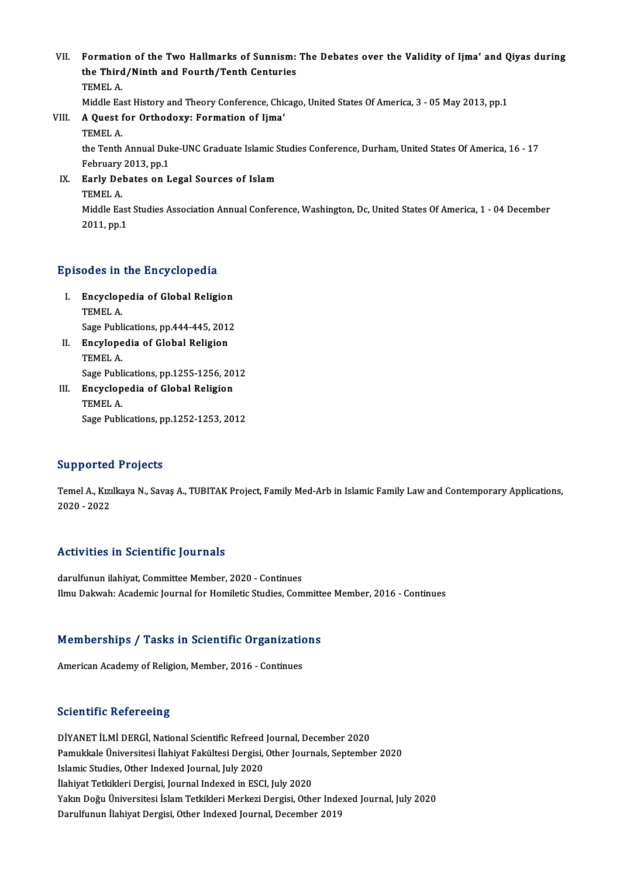VII. **Formation of the Two Hallmarks of Sunnism: The Debates over the Validity of Ijma' and Qiyas during the Third/Ninth and Fourth/Tenth Centuries**
TEMEL A.
Middle East History and Theory Conference, Chicago, United States Of America, 3 - 05 May 2013, pp.1

VIII. **A Quest for Orthodoxy: Formation of Ijma'**
TEMEL A.
the Tenth Annual Duke-UNC Graduate Islamic Studies Conference, Durham, United States Of America, 16 - 17 February 2013, pp.1

IX. **Early Debates on Legal Sources of Islam**
TEMEL A.
Middle East Studies Association Annual Conference, Washington, Dc, United States Of America, 1 - 04 December 2011, pp.1

## Episodes in the Encyclopedia

I. **Encyclopedia of Global Religion**
TEMEL A.
Sage Publications, pp.444-445, 2012

II. **Encylopedia of Global Religion**
TEMEL A.
Sage Publications, pp.1255-1256, 2012

III. **Encyclopedia of Global Religion**
TEMEL A.
Sage Publications, pp.1252-1253, 2012

## Supported Projects

Temel A., Kızılkaya N., Savaş A., TUBITAK Project, Family Med-Arb in Islamic Family Law and Contemporary Applications, 2020 - 2022

## Activities in Scientific Journals

darulfunun ilahiyat, Committee Member, 2020 - Continues
Ilmu Dakwah: Academic Journal for Homiletic Studies, Committee Member, 2016 - Continues

## Memberships / Tasks in Scientific Organizations

American Academy of Religion, Member, 2016 - Continues

## Scientific Refereeing

DİYANET İLMİ DERGİ, National Scientific Refreed Journal, December 2020
Pamukkale Üniversitesi İlahiyat Fakültesi Dergisi, Other Journals, September 2020
Islamic Studies, Other Indexed Journal, July 2020
İlahiyat Tetkikleri Dergisi, Journal Indexed in ESCI, July 2020
Yakın Doğu Üniversitesi İslam Tetkikleri Merkezi Dergisi, Other Indexed Journal, July 2020
Darulfunun İlahiyat Dergisi, Other Indexed Journal, December 2019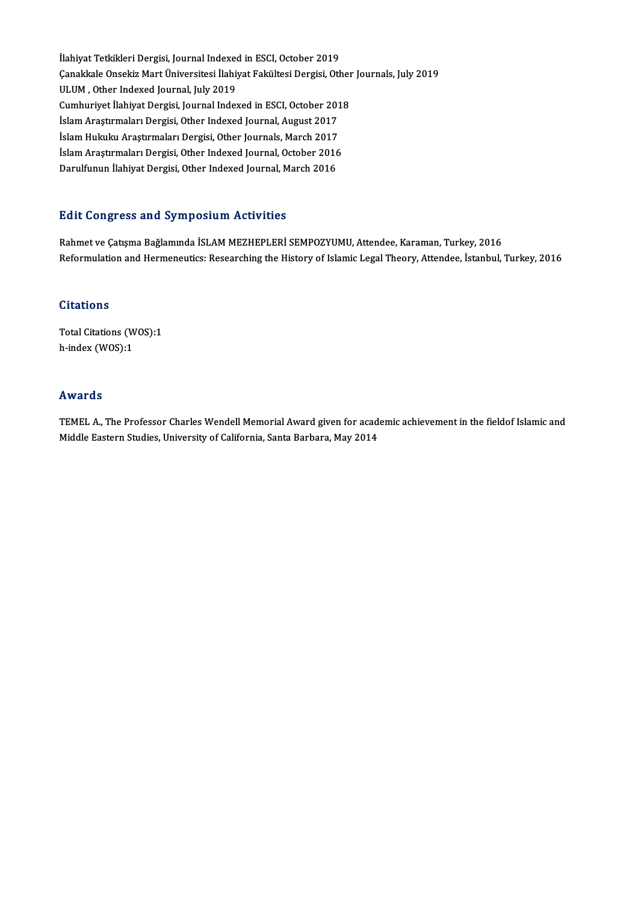İlahiyat Tetkikleri Dergisi, Journal Indexed in ESCI, October 2019
Çanakkale Onsekiz Mart Üniversitesi İlahiyat Fakültesi Dergisi, Other Journals, July 2019
ULUM , Other Indexed Journal, July 2019
Cumhuriyet İlahiyat Dergisi, Journal Indexed in ESCI, October 2018
İslam Araştırmaları Dergisi, Other Indexed Journal, August 2017
İslam Hukuku Araştırmaları Dergisi, Other Journals, March 2017
İslam Araştırmaları Dergisi, Other Indexed Journal, October 2016
Darulfunun İlahiyat Dergisi, Other Indexed Journal, March 2016

## Edit Congress and Symposium Activities

Rahmet ve Çatışma Bağlamında İSLAM MEZHEPLERİ SEMPOZYUMU, Attendee, Karaman, Turkey, 2016
Reformulation and Hermeneutics: Researching the History of Islamic Legal Theory, Attendee, İstanbul, Turkey, 2016

## Citations

Total Citations (WOS):1
h-index (WOS):1

## Awards

TEMEL A., The Professor Charles Wendell Memorial Award given for academic achievement in the fieldof Islamic and Middle Eastern Studies, University of California, Santa Barbara, May 2014